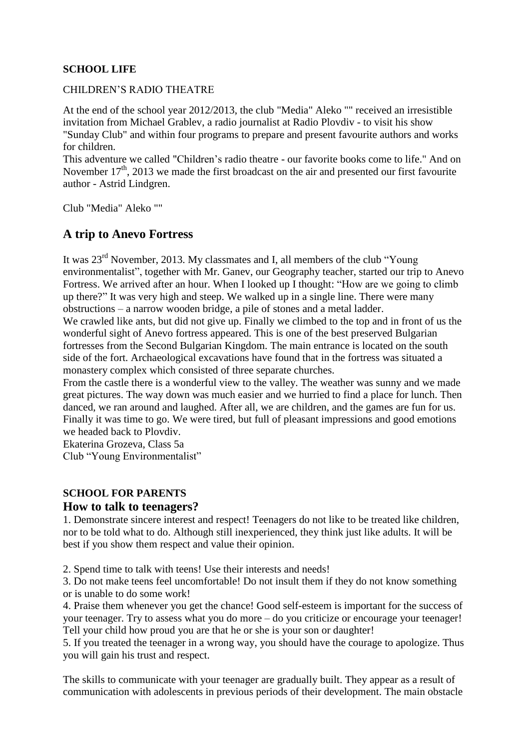**SCHOOL LIFE**

CHILDREN'S RADIO THEATRE

At the end of the school year 2012/2013, the club "Media" Aleko "" received an irresistible invitation from Michael Grablev, a radio journalist at Radio Plovdiv - to visit his show "Sunday Club" and within four programs to prepare and present favourite authors and works for children.

This adventure we called "Children's radio theatre - our favorite books come to life." And on November 17th, 2013 we made the first broadcast on the air and presented our first favourite author - Astrid Lindgren.

Club "Media" Aleko ""

## A trip to Anevo Fortress

It was 23rd November, 2013. My classmates and I, all members of the club "Young environmentalist", together with Mr. Ganev, our Geography teacher, started our trip to Anevo Fortress. We arrived after an hour. When I looked up I thought: "How are we going to climb up there?" It was very high and steep. We walked up in a single line. There were many obstructions – a narrow wooden bridge, a pile of stones and a metal ladder.

We crawled like ants, but did not give up. Finally we climbed to the top and in front of us the wonderful sight of Anevo fortress appeared. This is one of the best preserved Bulgarian fortresses from the Second Bulgarian Kingdom. The main entrance is located on the south side of the fort. Archaeological excavations have found that in the fortress was situated a monastery complex which consisted of three separate churches.

From the castle there is a wonderful view to the valley. The weather was sunny and we made great pictures. The way down was much easier and we hurried to find a place for lunch. Then danced, we ran around and laughed. After all, we are children, and the games are fun for us. Finally it was time to go. We were tired, but full of pleasant impressions and good emotions we headed back to Plovdiv.

Ekaterina Grozeva, Class 5a

Club "Young Environmentalist"

**SCHOOL FOR PARENTS**

## How to talk to teenagers?

1. Demonstrate sincere interest and respect! Teenagers do not like to be treated like children, nor to be told what to do. Although still inexperienced, they think just like adults. It will be best if you show them respect and value their opinion.

2. Spend time to talk with teens! Use their interests and needs!
3. Do not make teens feel uncomfortable! Do not insult them if they do not know something or is unable to do some work!
4. Praise them whenever you get the chance! Good self-esteem is important for the success of your teenager. Try to assess what you do more – do you criticize or encourage your teenager! Tell your child how proud you are that he or she is your son or daughter!
5. If you treated the teenager in a wrong way, you should have the courage to apologize. Thus you will gain his trust and respect.

The skills to communicate with your teenager are gradually built. They appear as a result of communication with adolescents in previous periods of their development. The main obstacle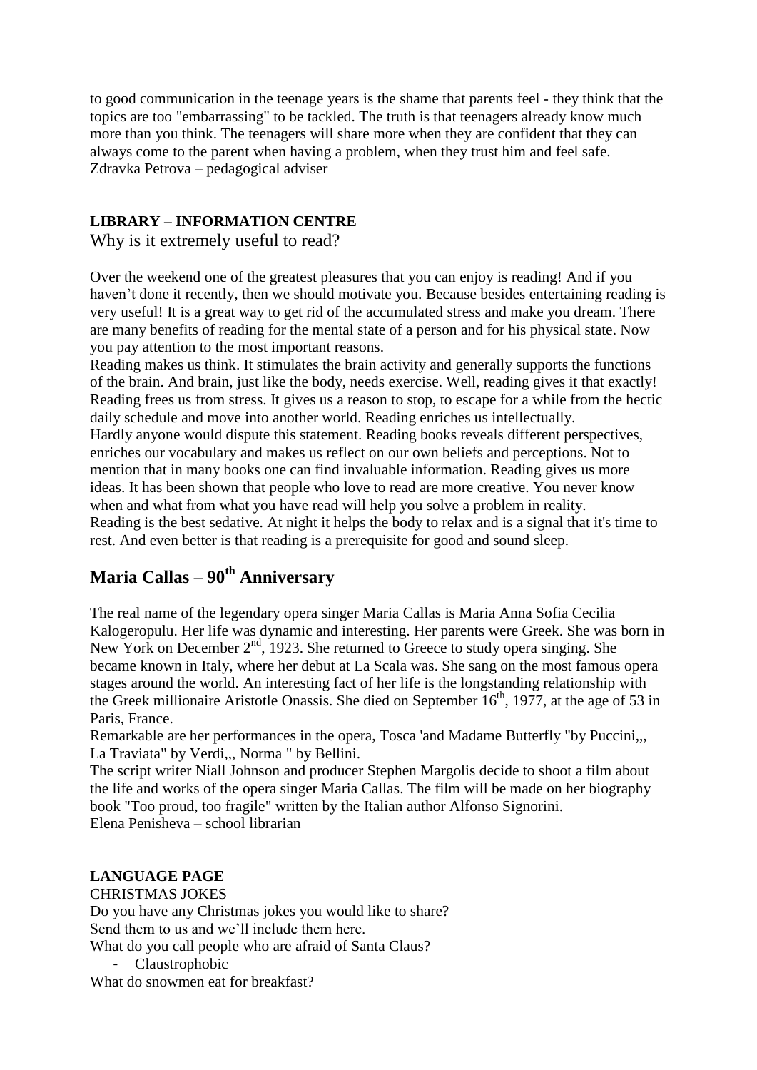to good communication in the teenage years is the shame that parents feel - they think that the topics are too "embarrassing" to be tackled. The truth is that teenagers already know much more than you think. The teenagers will share more when they are confident that they can always come to the parent when having a problem, when they trust him and feel safe.
Zdravka Petrova – pedagogical adviser

**LIBRARY – INFORMATION CENTRE**

Why is it extremely useful to read?

Over the weekend one of the greatest pleasures that you can enjoy is reading! And if you haven't done it recently, then we should motivate you. Because besides entertaining reading is very useful! It is a great way to get rid of the accumulated stress and make you dream. There are many benefits of reading for the mental state of a person and for his physical state. Now you pay attention to the most important reasons.

Reading makes us think. It stimulates the brain activity and generally supports the functions of the brain. And brain, just like the body, needs exercise. Well, reading gives it that exactly!

Reading frees us from stress. It gives us a reason to stop, to escape for a while from the hectic daily schedule and move into another world. Reading enriches us intellectually.

Hardly anyone would dispute this statement. Reading books reveals different perspectives, enriches our vocabulary and makes us reflect on our own beliefs and perceptions. Not to mention that in many books one can find invaluable information. Reading gives us more ideas. It has been shown that people who love to read are more creative. You never know when and what from what you have read will help you solve a problem in reality.

Reading is the best sedative. At night it helps the body to relax and is a signal that it's time to rest. And even better is that reading is a prerequisite for good and sound sleep.

## Maria Callas – 90th Anniversary

The real name of the legendary opera singer Maria Callas is Maria Anna Sofia Cecilia Kalogeropulu. Her life was dynamic and interesting. Her parents were Greek. She was born in New York on December 2nd, 1923. She returned to Greece to study opera singing. She became known in Italy, where her debut at La Scala was. She sang on the most famous opera stages around the world. An interesting fact of her life is the longstanding relationship with the Greek millionaire Aristotle Onassis. She died on September 16th, 1977, at the age of 53 in Paris, France.

Remarkable are her performances in the opera, Tosca 'and Madame Butterfly "by Puccini,,, La Traviata" by Verdi,,, Norma " by Bellini.

The script writer Niall Johnson and producer Stephen Margolis decide to shoot a film about the life and works of the opera singer Maria Callas. The film will be made on her biography book "Too proud, too fragile" written by the Italian author Alfonso Signorini.
Elena Penisheva – school librarian

**LANGUAGE PAGE**

CHRISTMAS JOKES

Do you have any Christmas jokes you would like to share?
Send them to us and we'll include them here.

What do you call people who are afraid of Santa Claus?

- Claustrophobic

What do snowmen eat for breakfast?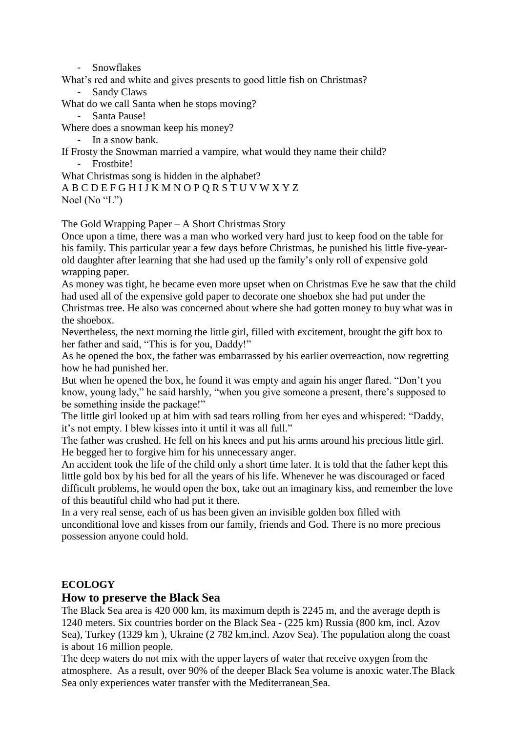- Snowflakes

What's red and white and gives presents to good little fish on Christmas?

- Sandy Claws

What do we call Santa when he stops moving?

- Santa Pause!

Where does a snowman keep his money?

- In a snow bank.

If Frosty the Snowman married a vampire, what would they name their child?

- Frostbite!

What Christmas song is hidden in the alphabet?

A B C D E F G H I J K M N O P Q R S T U V W X Y Z

Noel (No "L")

The Gold Wrapping Paper – A Short Christmas Story

Once upon a time, there was a man who worked very hard just to keep food on the table for his family. This particular year a few days before Christmas, he punished his little five-year-old daughter after learning that she had used up the family's only roll of expensive gold wrapping paper.

As money was tight, he became even more upset when on Christmas Eve he saw that the child had used all of the expensive gold paper to decorate one shoebox she had put under the Christmas tree. He also was concerned about where she had gotten money to buy what was in the shoebox.

Nevertheless, the next morning the little girl, filled with excitement, brought the gift box to her father and said, "This is for you, Daddy!"

As he opened the box, the father was embarrassed by his earlier overreaction, now regretting how he had punished her.

But when he opened the box, he found it was empty and again his anger flared. "Don't you know, young lady," he said harshly, "when you give someone a present, there's supposed to be something inside the package!"

The little girl looked up at him with sad tears rolling from her eyes and whispered: "Daddy, it's not empty. I blew kisses into it until it was all full."

The father was crushed. He fell on his knees and put his arms around his precious little girl. He begged her to forgive him for his unnecessary anger.

An accident took the life of the child only a short time later. It is told that the father kept this little gold box by his bed for all the years of his life. Whenever he was discouraged or faced difficult problems, he would open the box, take out an imaginary kiss, and remember the love of this beautiful child who had put it there.

In a very real sense, each of us has been given an invisible golden box filled with unconditional love and kisses from our family, friends and God. There is no more precious possession anyone could hold.

**ECOLOGY**

## How to preserve the Black Sea

The Black Sea area is 420 000 km, its maximum depth is 2245 m, and the average depth is 1240 meters. Six countries border on the Black Sea - (225 km) Russia (800 km, incl. Azov Sea), Turkey (1329 km ), Ukraine (2 782 km,incl. Azov Sea). The population along the coast is about 16 million people.

The deep waters do not mix with the upper layers of water that receive oxygen from the atmosphere. As a result, over 90% of the deeper Black Sea volume is anoxic water.The Black Sea only experiences water transfer with the Mediterranean Sea.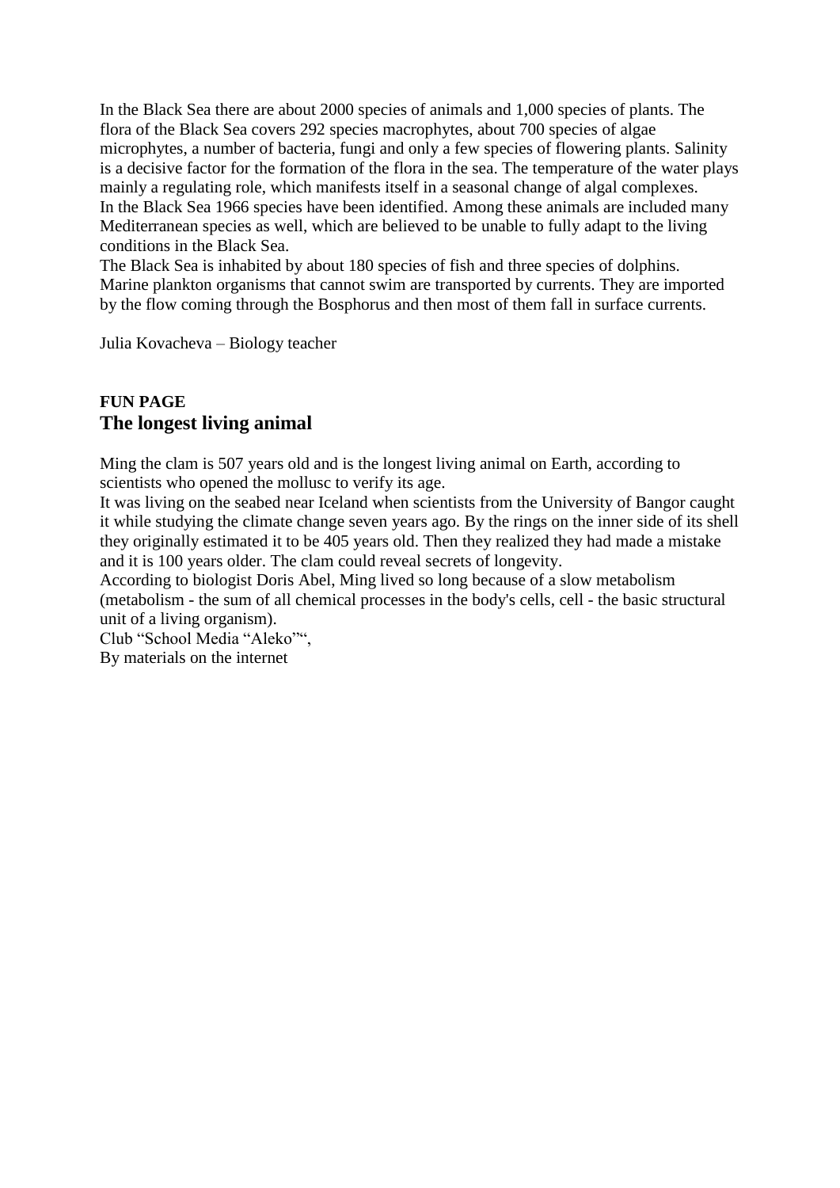In the Black Sea there are about 2000 species of animals and 1,000 species of plants. The flora of the Black Sea covers 292 species macrophytes, about 700 species of algae microphytes, a number of bacteria, fungi and only a few species of flowering plants. Salinity is a decisive factor for the formation of the flora in the sea. The temperature of the water plays mainly a regulating role, which manifests itself in a seasonal change of algal complexes.
In the Black Sea 1966 species have been identified. Among these animals are included many Mediterranean species as well, which are believed to be unable to fully adapt to the living conditions in the Black Sea.
The Black Sea is inhabited by about 180 species of fish and three species of dolphins. Marine plankton organisms that cannot swim are transported by currents. They are imported by the flow coming through the Bosphorus and then most of them fall in surface currents.

Julia Kovacheva – Biology teacher

**FUN PAGE**

## The longest living animal

Ming the clam is 507 years old and is the longest living animal on Earth, according to scientists who opened the mollusc to verify its age.
It was living on the seabed near Iceland when scientists from the University of Bangor caught it while studying the climate change seven years ago. By the rings on the inner side of its shell they originally estimated it to be 405 years old. Then they realized they had made a mistake and it is 100 years older. The clam could reveal secrets of longevity.
According to biologist Doris Abel, Ming lived so long because of a slow metabolism (metabolism - the sum of all chemical processes in the body's cells, cell - the basic structural unit of a living organism).
Club "School Media "Aleko"",
By materials on the internet